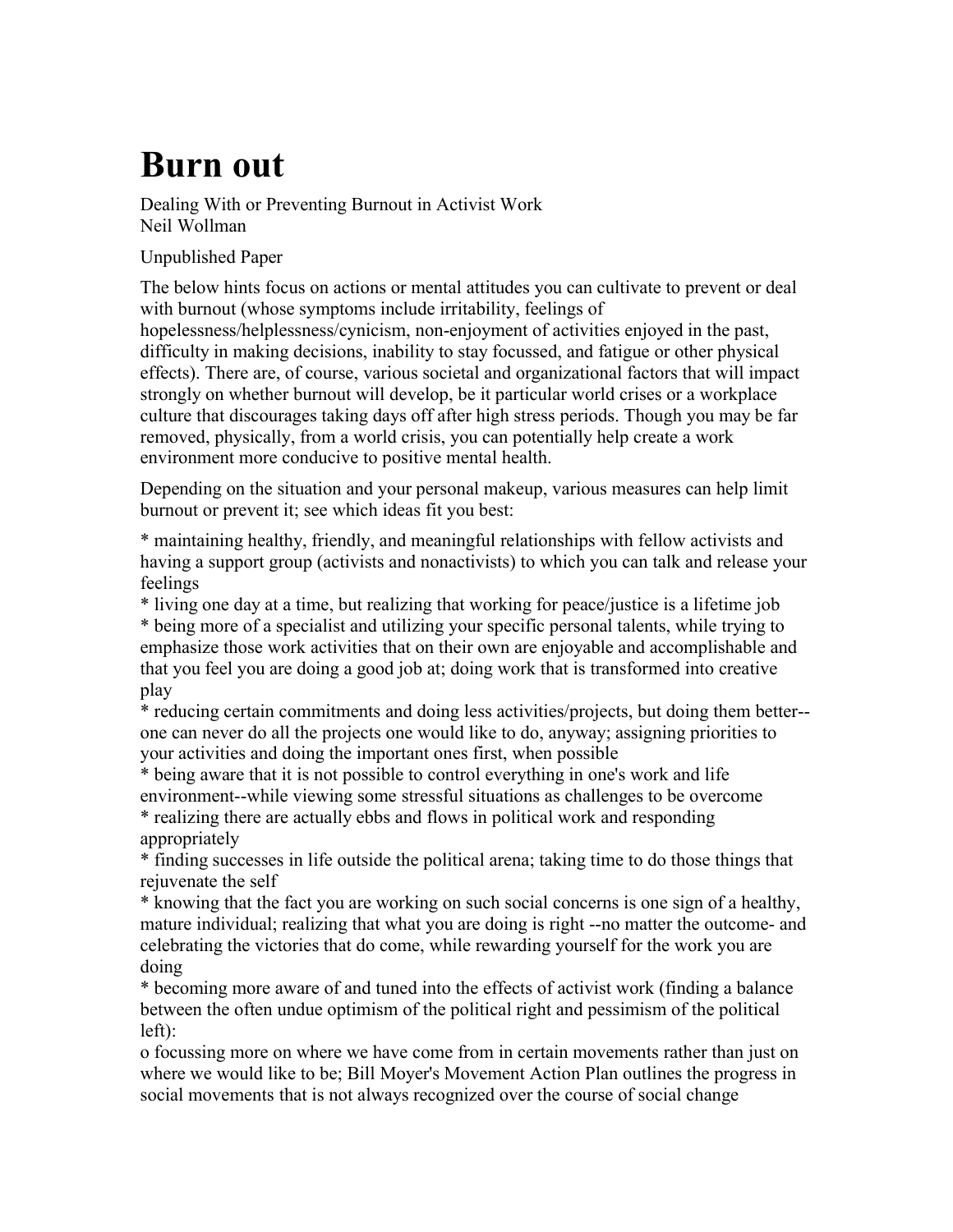# Burn out

Dealing With or Preventing Burnout in Activist Work
Neil Wollman

Unpublished Paper

The below hints focus on actions or mental attitudes you can cultivate to prevent or deal with burnout (whose symptoms include irritability, feelings of hopelessness/helplessness/cynicism, non-enjoyment of activities enjoyed in the past, difficulty in making decisions, inability to stay focussed, and fatigue or other physical effects). There are, of course, various societal and organizational factors that will impact strongly on whether burnout will develop, be it particular world crises or a workplace culture that discourages taking days off after high stress periods. Though you may be far removed, physically, from a world crisis, you can potentially help create a work environment more conducive to positive mental health.

Depending on the situation and your personal makeup, various measures can help limit burnout or prevent it; see which ideas fit you best:

* maintaining healthy, friendly, and meaningful relationships with fellow activists and having a support group (activists and nonactivists) to which you can talk and release your feelings
* living one day at a time, but realizing that working for peace/justice is a lifetime job
* being more of a specialist and utilizing your specific personal talents, while trying to emphasize those work activities that on their own are enjoyable and accomplishable and that you feel you are doing a good job at; doing work that is transformed into creative play
* reducing certain commitments and doing less activities/projects, but doing them better--one can never do all the projects one would like to do, anyway; assigning priorities to your activities and doing the important ones first, when possible
* being aware that it is not possible to control everything in one's work and life environment--while viewing some stressful situations as challenges to be overcome
* realizing there are actually ebbs and flows in political work and responding appropriately
* finding successes in life outside the political arena; taking time to do those things that rejuvenate the self
* knowing that the fact you are working on such social concerns is one sign of a healthy, mature individual; realizing that what you are doing is right --no matter the outcome- and celebrating the victories that do come, while rewarding yourself for the work you are doing
* becoming more aware of and tuned into the effects of activist work (finding a balance between the often undue optimism of the political right and pessimism of the political left):

o focussing more on where we have come from in certain movements rather than just on where we would like to be; Bill Moyer's Movement Action Plan outlines the progress in social movements that is not always recognized over the course of social change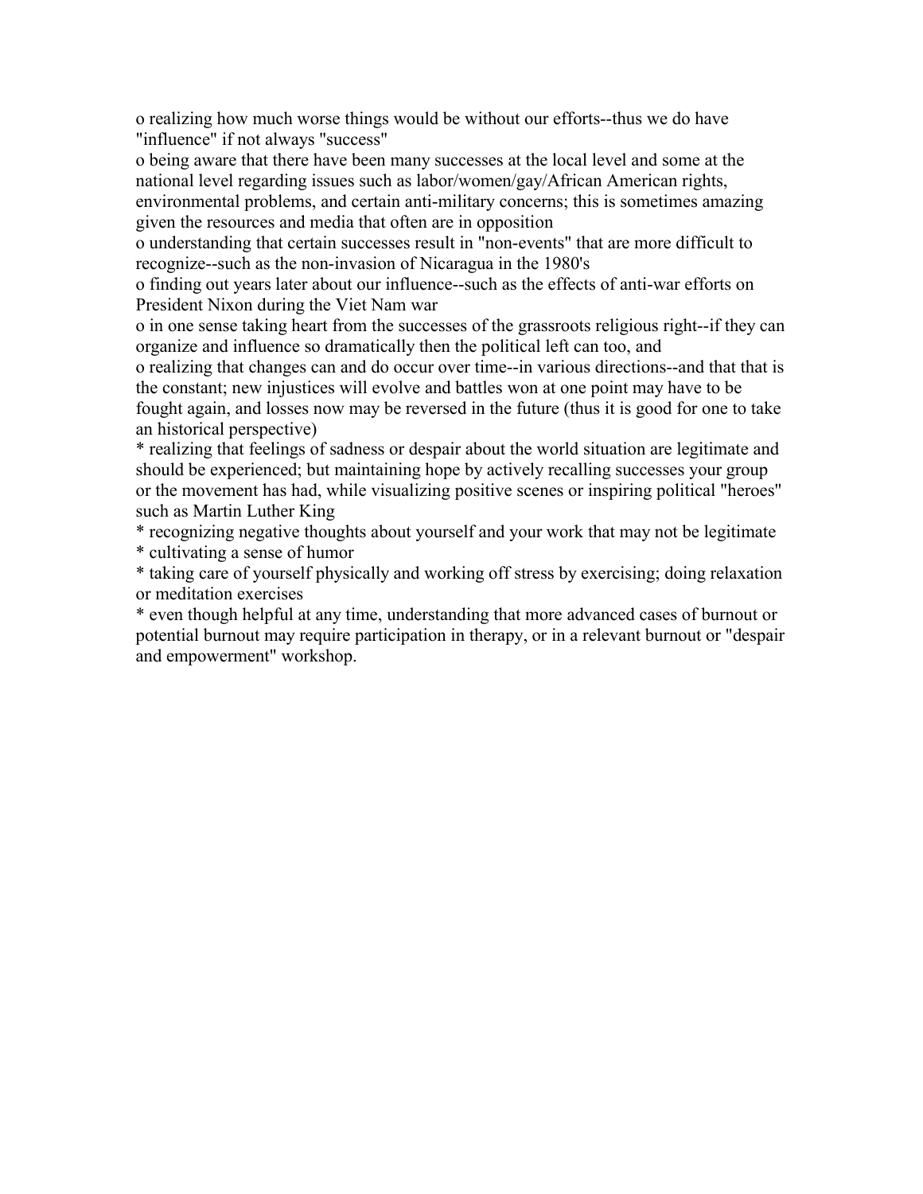o realizing how much worse things would be without our efforts--thus we do have "influence" if not always "success"

o being aware that there have been many successes at the local level and some at the national level regarding issues such as labor/women/gay/African American rights, environmental problems, and certain anti-military concerns; this is sometimes amazing given the resources and media that often are in opposition

o understanding that certain successes result in "non-events" that are more difficult to recognize--such as the non-invasion of Nicaragua in the 1980's

o finding out years later about our influence--such as the effects of anti-war efforts on President Nixon during the Viet Nam war

o in one sense taking heart from the successes of the grassroots religious right--if they can organize and influence so dramatically then the political left can too, and

o realizing that changes can and do occur over time--in various directions--and that that is the constant; new injustices will evolve and battles won at one point may have to be fought again, and losses now may be reversed in the future (thus it is good for one to take an historical perspective)

* realizing that feelings of sadness or despair about the world situation are legitimate and should be experienced; but maintaining hope by actively recalling successes your group or the movement has had, while visualizing positive scenes or inspiring political "heroes" such as Martin Luther King
* recognizing negative thoughts about yourself and your work that may not be legitimate
* cultivating a sense of humor
* taking care of yourself physically and working off stress by exercising; doing relaxation or meditation exercises
* even though helpful at any time, understanding that more advanced cases of burnout or potential burnout may require participation in therapy, or in a relevant burnout or "despair and empowerment" workshop.